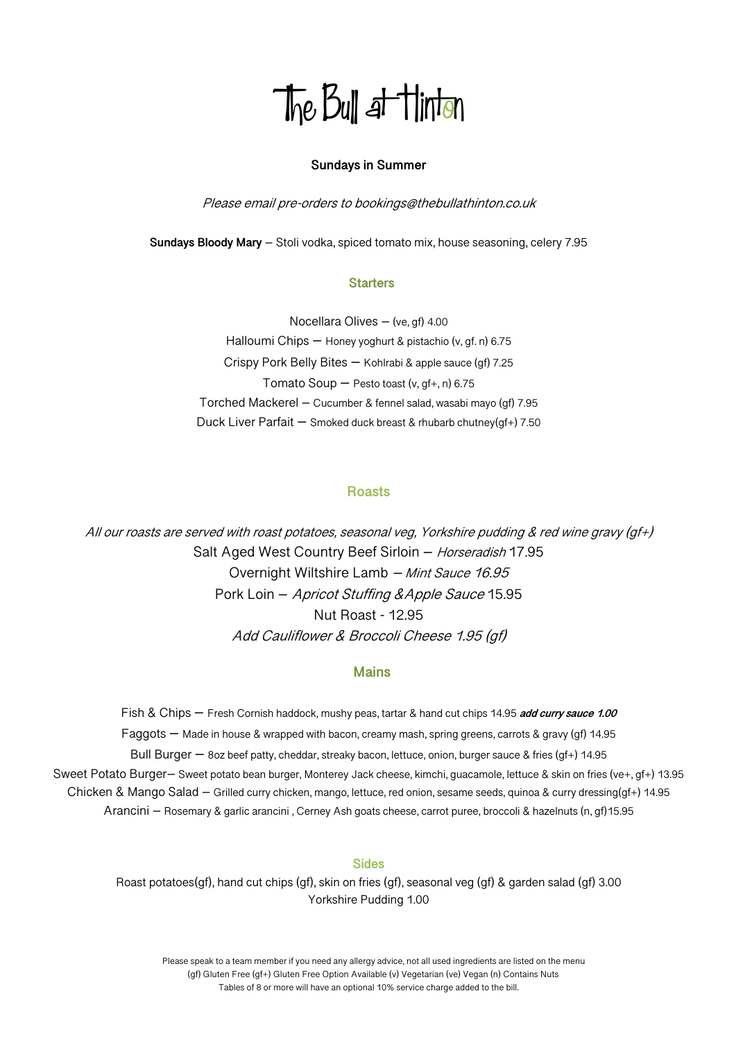# The Bull at Hinton

**Sundays in Summer**

*Please email pre-orders to bookings@thebullathinton.co.uk*

**Sundays Bloody Mary** – Stoli vodka, spiced tomato mix, house seasoning, celery 7.95

## Starters

Nocellara Olives – (ve, gf) 4.00

Halloumi Chips – Honey yoghurt & pistachio (v, gf. n) 6.75

Crispy Pork Belly Bites – Kohlrabi & apple sauce (gf) 7.25

Tomato Soup – Pesto toast (v, gf+, n) 6.75

Torched Mackerel – Cucumber & fennel salad, wasabi mayo (gf) 7.95

Duck Liver Parfait – Smoked duck breast & rhubarb chutney(gf+) 7.50

## Roasts

*All our roasts are served with roast potatoes, seasonal veg, Yorkshire pudding & red wine gravy (gf+)*

Salt Aged West Country Beef Sirloin – *Horseradish* 17.95

Overnight Wiltshire Lamb – *Mint Sauce 16.95*

Pork Loin – *Apricot Stuffing &Apple Sauce* 15.95

Nut Roast - 12.95

*Add Cauliflower & Broccoli Cheese 1.95 (gf)*

## Mains

Fish & Chips – Fresh Cornish haddock, mushy peas, tartar & hand cut chips 14.95 ***add curry sauce 1.00***

Faggots – Made in house & wrapped with bacon, creamy mash, spring greens, carrots & gravy (gf) 14.95

Bull Burger – 8oz beef patty, cheddar, streaky bacon, lettuce, onion, burger sauce & fries (gf+) 14.95

Sweet Potato Burger– Sweet potato bean burger, Monterey Jack cheese, kimchi, guacamole, lettuce & skin on fries (ve+, gf+) 13.95

Chicken & Mango Salad – Grilled curry chicken, mango, lettuce, red onion, sesame seeds, quinoa & curry dressing(gf+) 14.95

Arancini – Rosemary & garlic arancini , Cerney Ash goats cheese, carrot puree, broccoli & hazelnuts (n, gf)15.95

## Sides

Roast potatoes(gf), hand cut chips (gf), skin on fries (gf), seasonal veg (gf) & garden salad (gf) 3.00

Yorkshire Pudding 1.00

Please speak to a team member if you need any allergy advice, not all used ingredients are listed on the menu
(gf) Gluten Free (gf+) Gluten Free Option Available (v) Vegetarian (ve) Vegan (n) Contains Nuts
Tables of 8 or more will have an optional 10% service charge added to the bill.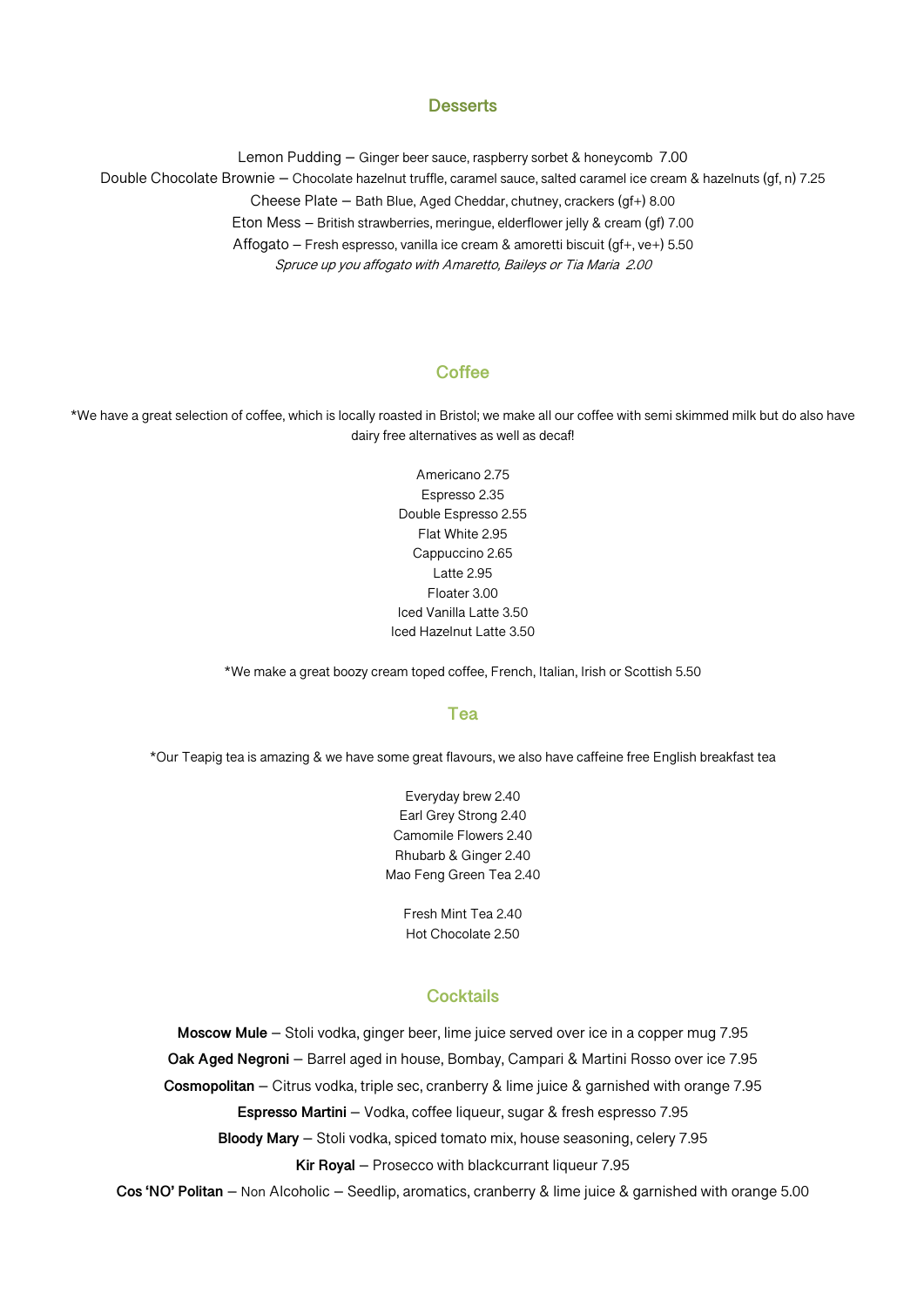## Desserts

Lemon Pudding – Ginger beer sauce, raspberry sorbet & honeycomb 7.00

Double Chocolate Brownie – Chocolate hazelnut truffle, caramel sauce, salted caramel ice cream & hazelnuts (gf, n) 7.25

Cheese Plate – Bath Blue, Aged Cheddar, chutney, crackers (gf+) 8.00

Eton Mess – British strawberries, meringue, elderflower jelly & cream (gf) 7.00

Affogato – Fresh espresso, vanilla ice cream & amoretti biscuit (gf+, ve+) 5.50

*Spruce up you affogato with Amaretto, Baileys or Tia Maria 2.00*

## Coffee

*We have a great selection of coffee, which is locally roasted in Bristol; we make all our coffee with semi skimmed milk but do also have dairy free alternatives as well as decaf!

Americano 2.75
Espresso 2.35
Double Espresso 2.55
Flat White 2.95
Cappuccino 2.65
Latte 2.95
Floater 3.00
Iced Vanilla Latte 3.50
Iced Hazelnut Latte 3.50

*We make a great boozy cream toped coffee, French, Italian, Irish or Scottish 5.50

## Tea

*Our Teapig tea is amazing & we have some great flavours, we also have caffeine free English breakfast tea

Everyday brew 2.40
Earl Grey Strong 2.40
Camomile Flowers 2.40
Rhubarb & Ginger 2.40
Mao Feng Green Tea 2.40

Fresh Mint Tea 2.40
Hot Chocolate 2.50

## Cocktails

**Moscow Mule** – Stoli vodka, ginger beer, lime juice served over ice in a copper mug 7.95

**Oak Aged Negroni** – Barrel aged in house, Bombay, Campari & Martini Rosso over ice 7.95

**Cosmopolitan** – Citrus vodka, triple sec, cranberry & lime juice & garnished with orange 7.95

**Espresso Martini** – Vodka, coffee liqueur, sugar & fresh espresso 7.95

**Bloody Mary** – Stoli vodka, spiced tomato mix, house seasoning, celery 7.95

**Kir Royal** – Prosecco with blackcurrant liqueur 7.95

**Cos 'NO' Politan** – Non Alcoholic – Seedlip, aromatics, cranberry & lime juice & garnished with orange 5.00